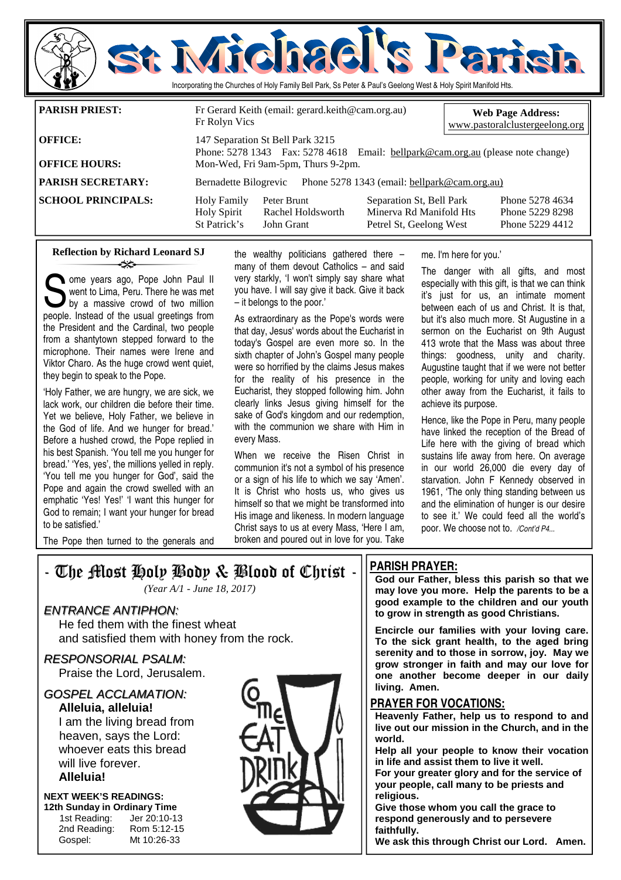# St Michael's Parish

Incorporating the Churches of Holy Family Bell Park, Ss Peter & Paul's Geelong West & Holy Spirit Manifold Hts.

| | | | |
|---|---|---|---|
| **PARISH PRIEST:** | Fr Gerard Keith (email: gerard.keith@cam.org.au) Fr Rolyn Vics | | **Web Page Address:** www.pastoralclustergeelong.org |
| **OFFICE:** | 147 Separation St Bell Park 3215 Phone: 5278 1343 Fax: 5278 4618 Email: bellpark@cam.org.au (please note change) | | |
| **OFFICE HOURS:** | Mon-Wed, Fri 9am-5pm, Thurs 9-2pm. | | |
| **PARISH SECRETARY:** | Bernadette Bilogrevic Phone 5278 1343 (email: bellpark@cam.org.au) | | |
| **SCHOOL PRINCIPALS:** | Holy Family — Peter Brunt | Separation St, Bell Park | Phone 5278 4634 |
| | Holy Spirit — Rachel Holdsworth | Minerva Rd Manifold Hts | Phone 5229 8298 |
| | St Patrick's — John Grant | Petrel St, Geelong West | Phone 5229 4412 |

## Reflection by Richard Leonard SJ

Some years ago, Pope John Paul II went to Lima, Peru. There he was met by a massive crowd of two million people. Instead of the usual greetings from the President and the Cardinal, two people from a shantytown stepped forward to the microphone. Their names were Irene and Viktor Charo. As the huge crowd went quiet, they begin to speak to the Pope.

'Holy Father, we are hungry, we are sick, we lack work, our children die before their time. Yet we believe, Holy Father, we believe in the God of life. And we hunger for bread.' Before a hushed crowd, the Pope replied in his best Spanish. 'You tell me you hunger for bread.' 'Yes, yes', the millions yelled in reply. 'You tell me you hunger for God', said the Pope and again the crowd swelled with an emphatic 'Yes! Yes!' 'I want this hunger for God to remain; I want your hunger for bread to be satisfied.'

The Pope then turned to the generals and the wealthy politicians gathered there – many of them devout Catholics – and said very starkly, 'I won't simply say share what you have. I will say give it back. Give it back – it belongs to the poor.'

As extraordinary as the Pope's words were that day, Jesus' words about the Eucharist in today's Gospel are even more so. In the sixth chapter of John's Gospel many people were so horrified by the claims Jesus makes for the reality of his presence in the Eucharist, they stopped following him. John clearly links Jesus giving himself for the sake of God's kingdom and our redemption, with the communion we share with Him in every Mass.

When we receive the Risen Christ in communion it's not a symbol of his presence or a sign of his life to which we say 'Amen'. It is Christ who hosts us, who gives us himself so that we might be transformed into His image and likeness. In modern language Christ says to us at every Mass, 'Here I am, broken and poured out in love for you. Take me. I'm here for you.'

The danger with all gifts, and most especially with this gift, is that we can think it's just for us, an intimate moment between each of us and Christ. It is that, but it's also much more. St Augustine in a sermon on the Eucharist on 9th August 413 wrote that the Mass was about three things: goodness, unity and charity. Augustine taught that if we were not better people, working for unity and loving each other away from the Eucharist, it fails to achieve its purpose.

Hence, like the Pope in Peru, many people have linked the reception of the Bread of Life here with the giving of bread which sustains life away from here. On average in our world 26,000 die every day of starvation. John F Kennedy observed in 1961, 'The only thing standing between us and the elimination of hunger is our desire to see it.' We could feed all the world's poor. We choose not to. */Cont'd P4...*

## - The Most Holy Body & Blood of Christ -

*(Year A/1 - June 18, 2017)*

***ENTRANCE ANTIPHON:***

He fed them with the finest wheat
and satisfied them with honey from the rock.

***RESPONSORIAL PSALM:***

Praise the Lord, Jerusalem.

***GOSPEL ACCLAMATION:***

**Alleluia, alleluia!**
I am the living bread from heaven, says the Lord:
whoever eats this bread will live forever.
**Alleluia!**

**NEXT WEEK'S READINGS:**
**12th Sunday in Ordinary Time**

| | |
|---|---|
| 1st Reading: | Jer 20:10-13 |
| 2nd Reading: | Rom 5:12-15 |
| Gospel: | Mt 10:26-33 |

## PARISH PRAYER:

**God our Father, bless this parish so that we may love you more. Help the parents to be a good example to the children and our youth to grow in strength as good Christians.**

**Encircle our families with your loving care. To the sick grant health, to the aged bring serenity and to those in sorrow, joy. May we grow stronger in faith and may our love for one another become deeper in our daily living. Amen.**

## PRAYER FOR VOCATIONS:

**Heavenly Father, help us to respond to and live out our mission in the Church, and in the world.**
**Help all your people to know their vocation in life and assist them to live it well.**
**For your greater glory and for the service of your people, call many to be priests and religious.**
**Give those whom you call the grace to respond generously and to persevere faithfully.**
**We ask this through Christ our Lord. Amen.**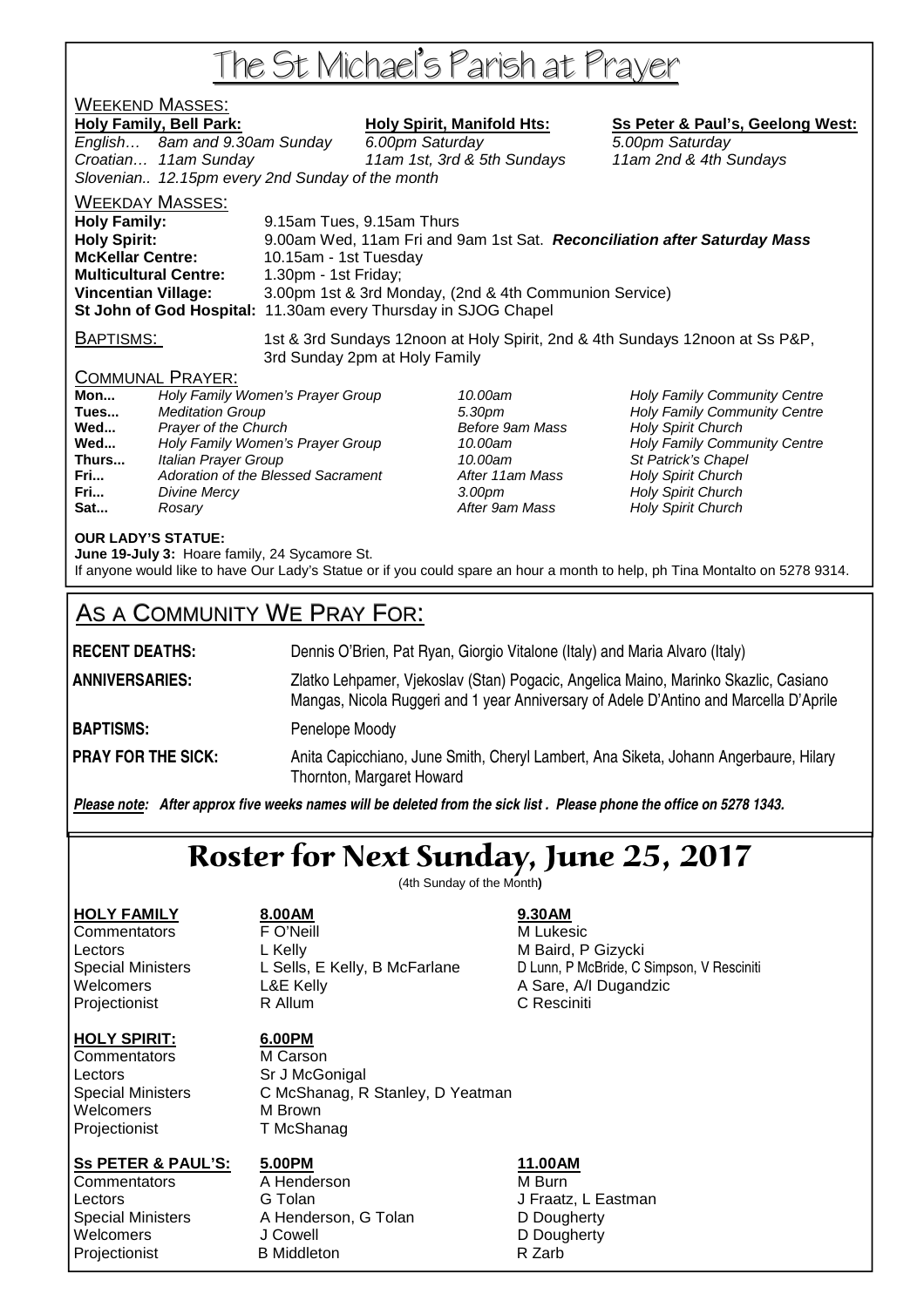# The St Michael's Parish at Prayer

## WEEKEND MASSES:

| **Holy Family, Bell Park:** | | **Holy Spirit, Manifold Hts:** | **Ss Peter & Paul's, Geelong West:** |
|---|---|---|---|
| *English…* | *8am and 9.30am Sunday* | *6.00pm Saturday* | *5.00pm Saturday* |
| *Croatian…* | *11am Sunday* | *11am 1st, 3rd & 5th Sundays* | *11am 2nd & 4th Sundays* |
| *Slovenian..* | *12.15pm every 2nd Sunday of the month* | | |

## WEEKDAY MASSES:

| | |
|---|---|
| **Holy Family:** | 9.15am Tues, 9.15am Thurs |
| **Holy Spirit:** | 9.00am Wed, 11am Fri and 9am 1st Sat. ***Reconciliation after Saturday Mass*** |
| **McKellar Centre:** | 10.15am - 1st Tuesday |
| **Multicultural Centre:** | 1.30pm - 1st Friday; |
| **Vincentian Village:** | 3.00pm 1st & 3rd Monday, (2nd & 4th Communion Service) |
| **St John of God Hospital:** | 11.30am every Thursday in SJOG Chapel |

**BAPTISMS:** 1st & 3rd Sundays 12noon at Holy Spirit, 2nd & 4th Sundays 12noon at Ss P&P, 3rd Sunday 2pm at Holy Family

## COMMUNAL PRAYER:

| | | | |
|---|---|---|---|
| **Mon...** | *Holy Family Women's Prayer Group* | *10.00am* | *Holy Family Community Centre* |
| **Tues...** | *Meditation Group* | *5.30pm* | *Holy Family Community Centre* |
| **Wed...** | *Prayer of the Church* | *Before 9am Mass* | *Holy Spirit Church* |
| **Wed...** | *Holy Family Women's Prayer Group* | *10.00am* | *Holy Family Community Centre* |
| **Thurs...** | *Italian Prayer Group* | *10.00am* | *St Patrick's Chapel* |
| **Fri...** | *Adoration of the Blessed Sacrament* | *After 11am Mass* | *Holy Spirit Church* |
| **Fri...** | *Divine Mercy* | *3.00pm* | *Holy Spirit Church* |
| **Sat...** | *Rosary* | *After 9am Mass* | *Holy Spirit Church* |

**OUR LADY'S STATUE:**
**June 19-July 3:** Hoare family, 24 Sycamore St.
If anyone would like to have Our Lady's Statue or if you could spare an hour a month to help, ph Tina Montalto on 5278 9314.

## AS A COMMUNITY WE PRAY FOR:

**RECENT DEATHS:** Dennis O'Brien, Pat Ryan, Giorgio Vitalone (Italy) and Maria Alvaro (Italy)

**ANNIVERSARIES:** Zlatko Lehpamer, Vjekoslav (Stan) Pogacic, Angelica Maino, Marinko Skazlic, Casiano Mangas, Nicola Ruggeri and 1 year Anniversary of Adele D'Antino and Marcella D'Aprile

**BAPTISMS:** Penelope Moody

**PRAY FOR THE SICK:** Anita Capicchiano, June Smith, Cheryl Lambert, Ana Siketa, Johann Angerbaure, Hilary Thornton, Margaret Howard

***Please note:** After approx five weeks names will be deleted from the sick list . Please phone the office on 5278 1343.*

# Roster for Next Sunday, June 25, 2017

(4th Sunday of the Month)

| **HOLY FAMILY** | **8.00AM** | **9.30AM** |
|---|---|---|
| Commentators | F O'Neill | M Lukesic |
| Lectors | L Kelly | M Baird, P Gizycki |
| Special Ministers | L Sells, E Kelly, B McFarlane | D Lunn, P McBride, C Simpson, V Resciniti |
| Welcomers | L&E Kelly | A Sare, A/I Dugandzic |
| Projectionist | R Allum | C Resciniti |

| **HOLY SPIRIT:** | **6.00PM** |
|---|---|
| Commentators | M Carson |
| Lectors | Sr J McGonigal |
| Special Ministers | C McShanag, R Stanley, D Yeatman |
| Welcomers | M Brown |
| Projectionist | T McShanag |

| **Ss PETER & PAUL'S:** | **5.00PM** | **11.00AM** |
|---|---|---|
| Commentators | A Henderson | M Burn |
| Lectors | G Tolan | J Fraatz, L Eastman |
| Special Ministers | A Henderson, G Tolan | D Dougherty |
| Welcomers | J Cowell | D Dougherty |
| Projectionist | B Middleton | R Zarb |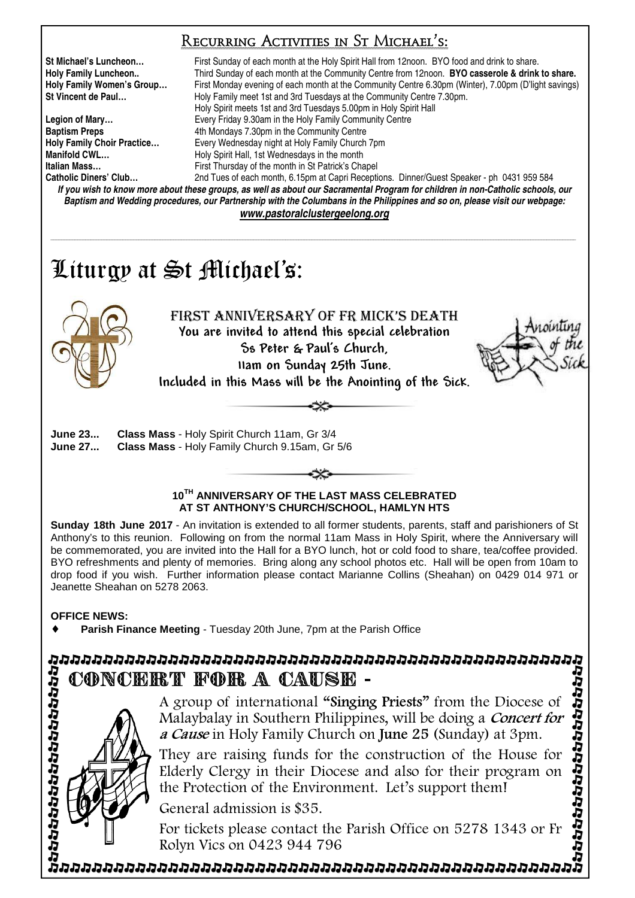## Recurring Activities in St Michael's:

| | |
|---|---|
| **St Michael's Luncheon…** | First Sunday of each month at the Holy Spirit Hall from 12noon. BYO food and drink to share. |
| **Holy Family Luncheon..** | Third Sunday of each month at the Community Centre from 12noon. **BYO casserole & drink to share.** |
| **Holy Family Women's Group…** | First Monday evening of each month at the Community Centre 6.30pm (Winter), 7.00pm (D'light savings) |
| **St Vincent de Paul…** | Holy Family meet 1st and 3rd Tuesdays at the Community Centre 7.30pm. Holy Spirit meets 1st and 3rd Tuesdays 5.00pm in Holy Spirit Hall |
| **Legion of Mary…** | Every Friday 9.30am in the Holy Family Community Centre |
| **Baptism Preps** | 4th Mondays 7.30pm in the Community Centre |
| **Holy Family Choir Practice…** | Every Wednesday night at Holy Family Church 7pm |
| **Manifold CWL…** | Holy Spirit Hall, 1st Wednesdays in the month |
| **Italian Mass…** | First Thursday of the month in St Patrick's Chapel |
| **Catholic Diners' Club…** | 2nd Tues of each month, 6.15pm at Capri Receptions. Dinner/Guest Speaker - ph 0431 959 584 |

***If you wish to know more about these groups, as well as about our Sacramental Program for children in non-Catholic schools, our Baptism and Wedding procedures, our Partnership with the Columbans in the Philippines and so on, please visit our webpage:***

***www.pastoralclustergeelong.org***

# Liturgy at St Michael's:

### FIRST ANNIVERSARY OF FR MICK'S DEATH

You are invited to attend this special celebration
Ss Peter & Paul's Church,
11am on Sunday 25th June.
Included in this Mass will be the Anointing of the Sick.

**June 23...** **Class Mass** - Holy Spirit Church 11am, Gr 3/4
**June 27...** **Class Mass** - Holy Family Church 9.15am, Gr 5/6

**10TH ANNIVERSARY OF THE LAST MASS CELEBRATED AT ST ANTHONY'S CHURCH/SCHOOL, HAMLYN HTS**

**Sunday 18th June 2017** - An invitation is extended to all former students, parents, staff and parishioners of St Anthony's to this reunion. Following on from the normal 11am Mass in Holy Spirit, where the Anniversary will be commemorated, you are invited into the Hall for a BYO lunch, hot or cold food to share, tea/coffee provided. BYO refreshments and plenty of memories. Bring along any school photos etc. Hall will be open from 10am to drop food if you wish. Further information please contact Marianne Collins (Sheahan) on 0429 014 971 or Jeanette Sheahan on 5278 2063.

**OFFICE NEWS:**

- **Parish Finance Meeting** - Tuesday 20th June, 7pm at the Parish Office

## CONCERT FOR A CAUSE -

A group of international **"Singing Priests"** from the Diocese of Malaybalay in Southern Philippines, will be doing a ***Concert for a Cause*** in Holy Family Church on **June 25** (Sunday) at 3pm.

They are raising funds for the construction of the House for Elderly Clergy in their Diocese and also for their program on the Protection of the Environment. Let's support them!

General admission is $35.

For tickets please contact the Parish Office on 5278 1343 or Fr Rolyn Vics on 0423 944 796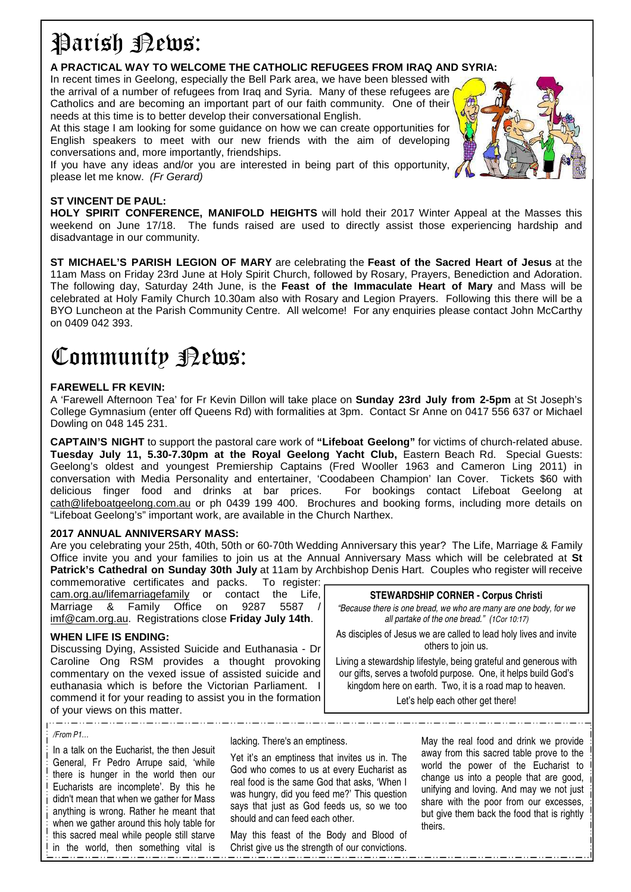# Parish News:

**A PRACTICAL WAY TO WELCOME THE CATHOLIC REFUGEES FROM IRAQ AND SYRIA:**

In recent times in Geelong, especially the Bell Park area, we have been blessed with the arrival of a number of refugees from Iraq and Syria. Many of these refugees are Catholics and are becoming an important part of our faith community. One of their needs at this time is to better develop their conversational English.

At this stage I am looking for some guidance on how we can create opportunities for English speakers to meet with our new friends with the aim of developing conversations and, more importantly, friendships.

If you have any ideas and/or you are interested in being part of this opportunity, please let me know. *(Fr Gerard)*

**ST VINCENT DE PAUL:**

**HOLY SPIRIT CONFERENCE, MANIFOLD HEIGHTS** will hold their 2017 Winter Appeal at the Masses this weekend on June 17/18. The funds raised are used to directly assist those experiencing hardship and disadvantage in our community.

**ST MICHAEL'S PARISH LEGION OF MARY** are celebrating the **Feast of the Sacred Heart of Jesus** at the 11am Mass on Friday 23rd June at Holy Spirit Church, followed by Rosary, Prayers, Benediction and Adoration. The following day, Saturday 24th June, is the **Feast of the Immaculate Heart of Mary** and Mass will be celebrated at Holy Family Church 10.30am also with Rosary and Legion Prayers. Following this there will be a BYO Luncheon at the Parish Community Centre. All welcome! For any enquiries please contact John McCarthy on 0409 042 393.

# Community News:

**FAREWELL FR KEVIN:**

A 'Farewell Afternoon Tea' for Fr Kevin Dillon will take place on **Sunday 23rd July from 2-5pm** at St Joseph's College Gymnasium (enter off Queens Rd) with formalities at 3pm. Contact Sr Anne on 0417 556 637 or Michael Dowling on 048 145 231.

**CAPTAIN'S NIGHT** to support the pastoral care work of **"Lifeboat Geelong"** for victims of church-related abuse. **Tuesday July 11, 5.30-7.30pm at the Royal Geelong Yacht Club,** Eastern Beach Rd. Special Guests: Geelong's oldest and youngest Premiership Captains (Fred Wooller 1963 and Cameron Ling 2011) in conversation with Media Personality and entertainer, 'Coodabeen Champion' Ian Cover. Tickets $60 with delicious finger food and drinks at bar prices. For bookings contact Lifeboat Geelong at cath@lifeboatgeelong.com.au or ph 0439 199 400. Brochures and booking forms, including more details on "Lifeboat Geelong's" important work, are available in the Church Narthex.

**2017 ANNUAL ANNIVERSARY MASS:**

Are you celebrating your 25th, 40th, 50th or 60-70th Wedding Anniversary this year? The Life, Marriage & Family Office invite you and your families to join us at the Annual Anniversary Mass which will be celebrated at **St Patrick's Cathedral on Sunday 30th July** at 11am by Archbishop Denis Hart. Couples who register will receive commemorative certificates and packs. To register: cam.org.au/lifemarriagefamily or contact the Life, Marriage & Family Office on 9287 5587 / imf@cam.org.au. Registrations close **Friday July 14th**.

**WHEN LIFE IS ENDING:**

Discussing Dying, Assisted Suicide and Euthanasia - Dr Caroline Ong RSM provides a thought provoking commentary on the vexed issue of assisted suicide and euthanasia which is before the Victorian Parliament. I commend it for your reading to assist you in the formation of your views on this matter.

**STEWARDSHIP CORNER - Corpus Christi**

*"Because there is one bread, we who are many are one body, for we all partake of the one bread." (1Cor 10:17)*

As disciples of Jesus we are called to lead holy lives and invite others to join us.

Living a stewardship lifestyle, being grateful and generous with our gifts, serves a twofold purpose. One, it helps build God's kingdom here on earth. Two, it is a road map to heaven.

Let's help each other get there!

*/From P1…*

In a talk on the Eucharist, the then Jesuit General, Fr Pedro Arrupe said, 'while there is hunger in the world then our Eucharists are incomplete'. By this he didn't mean that when we gather for Mass anything is wrong. Rather he meant that when we gather around this holy table for this sacred meal while people still starve in the world, then something vital is lacking. There's an emptiness.

Yet it's an emptiness that invites us in. The God who comes to us at every Eucharist as real food is the same God that asks, 'When I was hungry, did you feed me?' This question says that just as God feeds us, so we too should and can feed each other.

May this feast of the Body and Blood of Christ give us the strength of our convictions. May the real food and drink we provide away from this sacred table prove to the world the power of the Eucharist to change us into a people that are good, unifying and loving. And may we not just share with the poor from our excesses, but give them back the food that is rightly theirs.